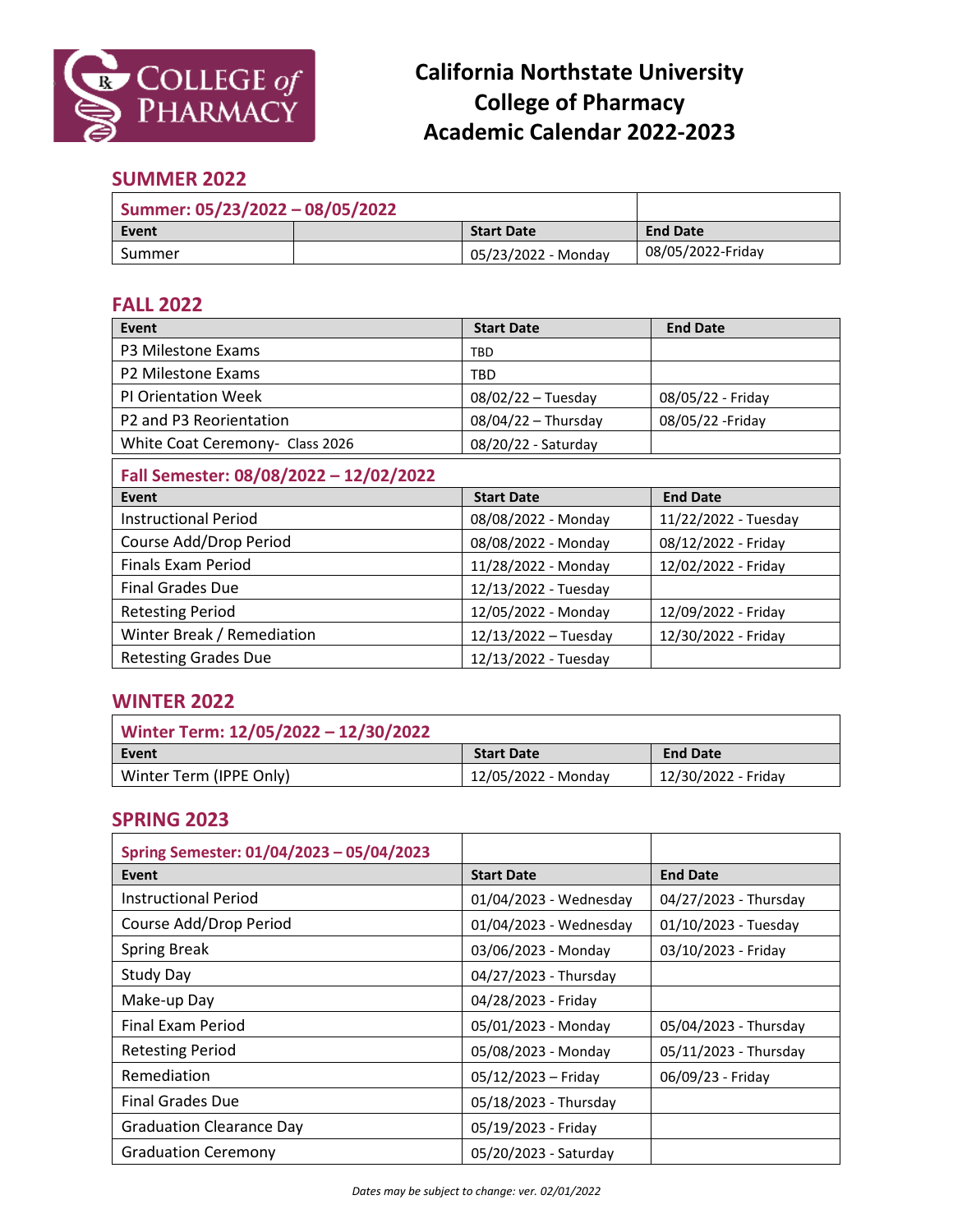# California Northstate University College of Pharmacy Academic Calendar 2022-2023

## SUMMER 2022

| Summer: 05/23/2022 – 08/05/2022 | | | |
|---|---|---|---|
| **Event** | | **Start Date** | **End Date** |
| Summer | | 05/23/2022 - Monday | 08/05/2022-Friday |

## FALL 2022

| Event | Start Date | End Date |
|---|---|---|
| P3 Milestone Exams | TBD | |
| P2 Milestone Exams | TBD | |
| PI Orientation Week | 08/02/22 – Tuesday | 08/05/22 - Friday |
| P2 and P3 Reorientation | 08/04/22 – Thursday | 08/05/22 -Friday |
| White Coat Ceremony- Class 2026 | 08/20/22 - Saturday | |

| Fall Semester: 08/08/2022 – 12/02/2022 | | |
|---|---|---|
| **Event** | **Start Date** | **End Date** |
| Instructional Period | 08/08/2022 - Monday | 11/22/2022 - Tuesday |
| Course Add/Drop Period | 08/08/2022 - Monday | 08/12/2022 - Friday |
| Finals Exam Period | 11/28/2022 - Monday | 12/02/2022 - Friday |
| Final Grades Due | 12/13/2022 - Tuesday | |
| Retesting Period | 12/05/2022 - Monday | 12/09/2022 - Friday |
| Winter Break / Remediation | 12/13/2022 – Tuesday | 12/30/2022 - Friday |
| Retesting Grades Due | 12/13/2022 - Tuesday | |

## WINTER 2022

| Winter Term: 12/05/2022 – 12/30/2022 | | |
|---|---|---|
| **Event** | **Start Date** | **End Date** |
| Winter Term (IPPE Only) | 12/05/2022 - Monday | 12/30/2022 - Friday |

## SPRING 2023

| Spring Semester: 01/04/2023 – 05/04/2023 | | |
|---|---|---|
| **Event** | **Start Date** | **End Date** |
| Instructional Period | 01/04/2023 - Wednesday | 04/27/2023 - Thursday |
| Course Add/Drop Period | 01/04/2023 - Wednesday | 01/10/2023 - Tuesday |
| Spring Break | 03/06/2023 - Monday | 03/10/2023 - Friday |
| Study Day | 04/27/2023 - Thursday | |
| Make-up Day | 04/28/2023 - Friday | |
| Final Exam Period | 05/01/2023 - Monday | 05/04/2023 - Thursday |
| Retesting Period | 05/08/2023 - Monday | 05/11/2023 - Thursday |
| Remediation | 05/12/2023 – Friday | 06/09/23 - Friday |
| Final Grades Due | 05/18/2023 - Thursday | |
| Graduation Clearance Day | 05/19/2023 - Friday | |
| Graduation Ceremony | 05/20/2023 - Saturday | |

*Dates may be subject to change: ver. 02/01/2022*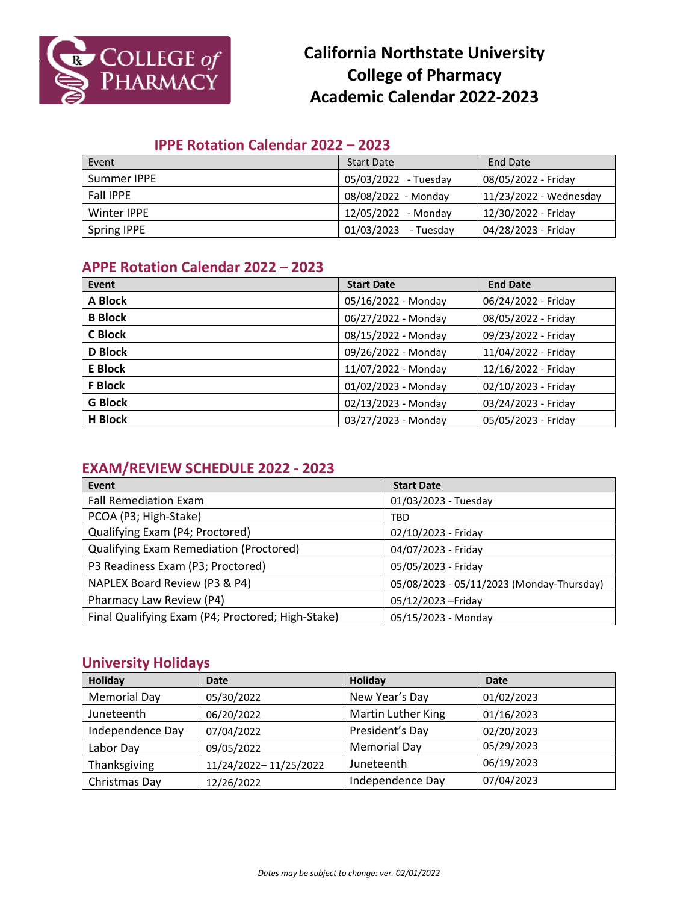# California Northstate University
# College of Pharmacy
# Academic Calendar 2022-2023

## IPPE Rotation Calendar 2022 – 2023

| Event | Start Date | End Date |
|---|---|---|
| Summer IPPE | 05/03/2022 - Tuesday | 08/05/2022 - Friday |
| Fall IPPE | 08/08/2022 - Monday | 11/23/2022 - Wednesday |
| Winter IPPE | 12/05/2022 - Monday | 12/30/2022 - Friday |
| Spring IPPE | 01/03/2023 - Tuesday | 04/28/2023 - Friday |

## APPE Rotation Calendar 2022 – 2023

| Event | Start Date | End Date |
|---|---|---|
| **A Block** | 05/16/2022 - Monday | 06/24/2022 - Friday |
| **B Block** | 06/27/2022 - Monday | 08/05/2022 - Friday |
| **C Block** | 08/15/2022 - Monday | 09/23/2022 - Friday |
| **D Block** | 09/26/2022 - Monday | 11/04/2022 - Friday |
| **E Block** | 11/07/2022 - Monday | 12/16/2022 - Friday |
| **F Block** | 01/02/2023 - Monday | 02/10/2023 - Friday |
| **G Block** | 02/13/2023 - Monday | 03/24/2023 - Friday |
| **H Block** | 03/27/2023 - Monday | 05/05/2023 - Friday |

## EXAM/REVIEW SCHEDULE 2022 - 2023

| Event | Start Date |
|---|---|
| Fall Remediation Exam | 01/03/2023 - Tuesday |
| PCOA (P3; High-Stake) | TBD |
| Qualifying Exam (P4; Proctored) | 02/10/2023 - Friday |
| Qualifying Exam Remediation (Proctored) | 04/07/2023 - Friday |
| P3 Readiness Exam (P3; Proctored) | 05/05/2023 - Friday |
| NAPLEX Board Review (P3 & P4) | 05/08/2023 - 05/11/2023 (Monday-Thursday) |
| Pharmacy Law Review (P4) | 05/12/2023 –Friday |
| Final Qualifying Exam (P4; Proctored; High-Stake) | 05/15/2023 - Monday |

## University Holidays

| Holiday | Date | Holiday | Date |
|---|---|---|---|
| Memorial Day | 05/30/2022 | New Year's Day | 01/02/2023 |
| Juneteenth | 06/20/2022 | Martin Luther King | 01/16/2023 |
| Independence Day | 07/04/2022 | President's Day | 02/20/2023 |
| Labor Day | 09/05/2022 | Memorial Day | 05/29/2023 |
| Thanksgiving | 11/24/2022– 11/25/2022 | Juneteenth | 06/19/2023 |
| Christmas Day | 12/26/2022 | Independence Day | 07/04/2023 |

*Dates may be subject to change: ver. 02/01/2022*